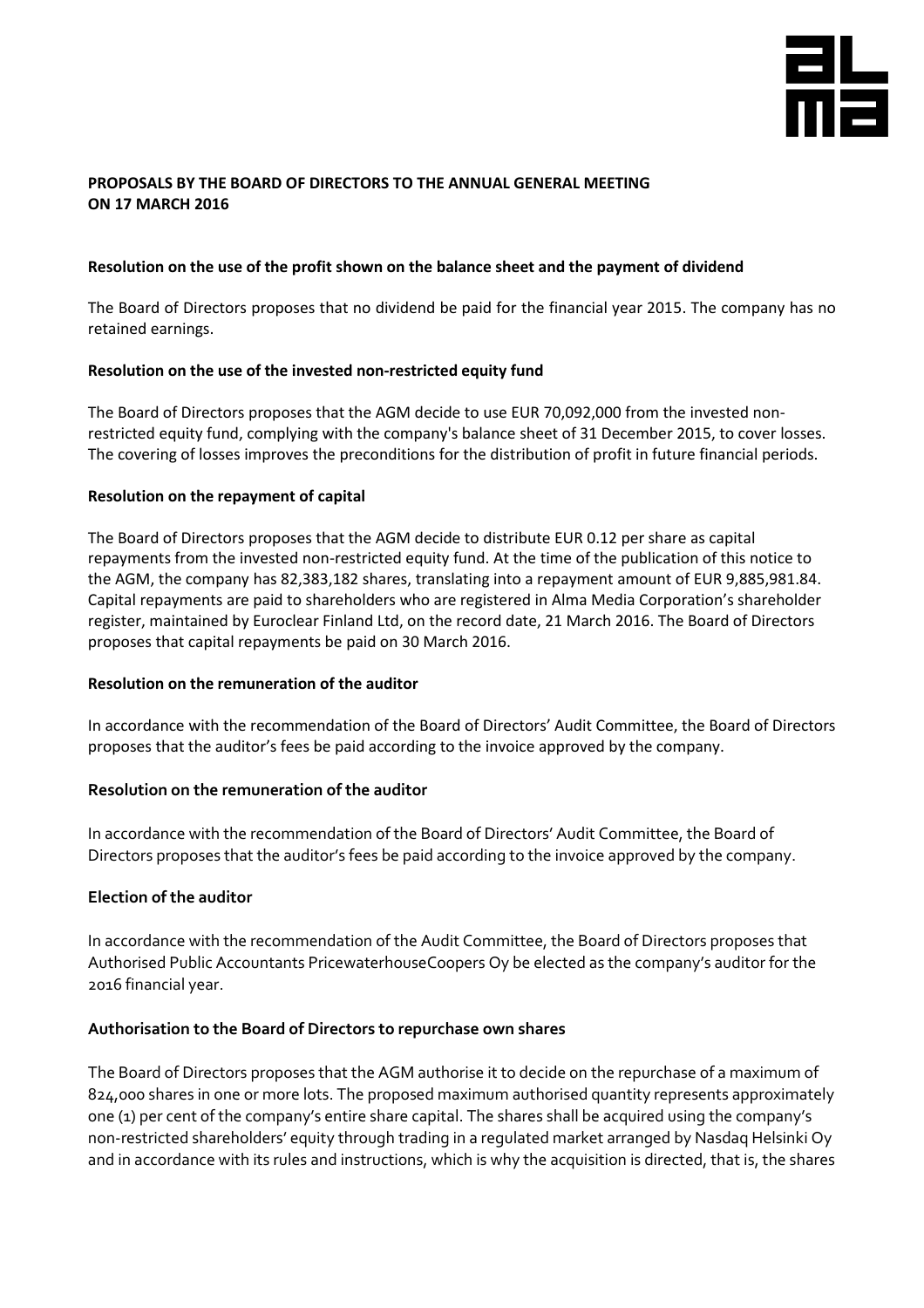**PROPOSALS BY THE BOARD OF DIRECTORS TO THE ANNUAL GENERAL MEETING ON 17 MARCH 2016**

**Resolution on the use of the profit shown on the balance sheet and the payment of dividend**

The Board of Directors proposes that no dividend be paid for the financial year 2015. The company has no retained earnings.

**Resolution on the use of the invested non-restricted equity fund**

The Board of Directors proposes that the AGM decide to use EUR 70,092,000 from the invested non-restricted equity fund, complying with the company's balance sheet of 31 December 2015, to cover losses. The covering of losses improves the preconditions for the distribution of profit in future financial periods.

**Resolution on the repayment of capital**

The Board of Directors proposes that the AGM decide to distribute EUR 0.12 per share as capital repayments from the invested non-restricted equity fund. At the time of the publication of this notice to the AGM, the company has 82,383,182 shares, translating into a repayment amount of EUR 9,885,981.84. Capital repayments are paid to shareholders who are registered in Alma Media Corporation's shareholder register, maintained by Euroclear Finland Ltd, on the record date, 21 March 2016. The Board of Directors proposes that capital repayments be paid on 30 March 2016.

**Resolution on the remuneration of the auditor**

In accordance with the recommendation of the Board of Directors' Audit Committee, the Board of Directors proposes that the auditor's fees be paid according to the invoice approved by the company.

**Resolution on the remuneration of the auditor**

In accordance with the recommendation of the Board of Directors' Audit Committee, the Board of Directors proposes that the auditor's fees be paid according to the invoice approved by the company.

**Election of the auditor**

In accordance with the recommendation of the Audit Committee, the Board of Directors proposes that Authorised Public Accountants PricewaterhouseCoopers Oy be elected as the company's auditor for the 2016 financial year.

**Authorisation to the Board of Directors to repurchase own shares**

The Board of Directors proposes that the AGM authorise it to decide on the repurchase of a maximum of 824,000 shares in one or more lots. The proposed maximum authorised quantity represents approximately one (1) per cent of the company's entire share capital. The shares shall be acquired using the company's non-restricted shareholders' equity through trading in a regulated market arranged by Nasdaq Helsinki Oy and in accordance with its rules and instructions, which is why the acquisition is directed, that is, the shares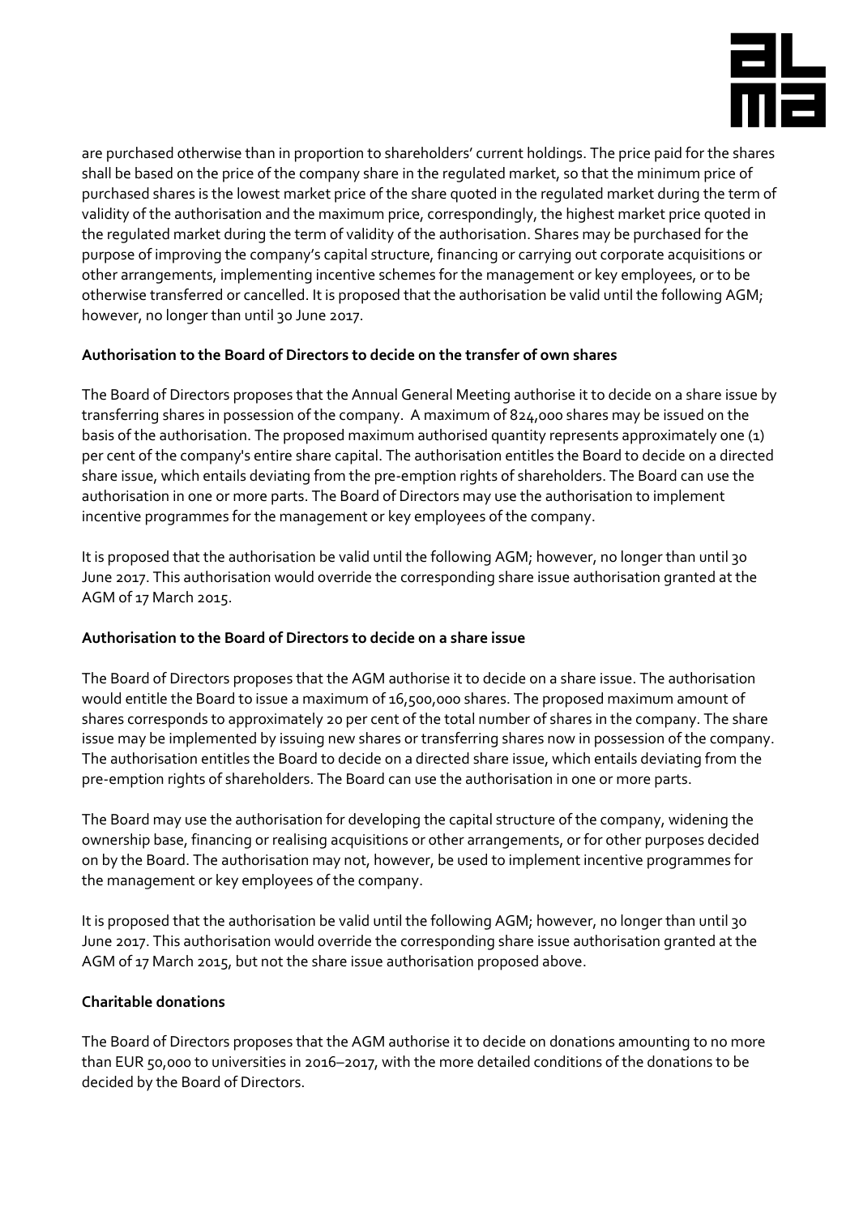are purchased otherwise than in proportion to shareholders' current holdings. The price paid for the shares shall be based on the price of the company share in the regulated market, so that the minimum price of purchased shares is the lowest market price of the share quoted in the regulated market during the term of validity of the authorisation and the maximum price, correspondingly, the highest market price quoted in the regulated market during the term of validity of the authorisation. Shares may be purchased for the purpose of improving the company's capital structure, financing or carrying out corporate acquisitions or other arrangements, implementing incentive schemes for the management or key employees, or to be otherwise transferred or cancelled. It is proposed that the authorisation be valid until the following AGM; however, no longer than until 30 June 2017.

**Authorisation to the Board of Directors to decide on the transfer of own shares**

The Board of Directors proposes that the Annual General Meeting authorise it to decide on a share issue by transferring shares in possession of the company. A maximum of 824,000 shares may be issued on the basis of the authorisation. The proposed maximum authorised quantity represents approximately one (1) per cent of the company's entire share capital. The authorisation entitles the Board to decide on a directed share issue, which entails deviating from the pre-emption rights of shareholders. The Board can use the authorisation in one or more parts. The Board of Directors may use the authorisation to implement incentive programmes for the management or key employees of the company.

It is proposed that the authorisation be valid until the following AGM; however, no longer than until 30 June 2017. This authorisation would override the corresponding share issue authorisation granted at the AGM of 17 March 2015.

**Authorisation to the Board of Directors to decide on a share issue**

The Board of Directors proposes that the AGM authorise it to decide on a share issue. The authorisation would entitle the Board to issue a maximum of 16,500,000 shares. The proposed maximum amount of shares corresponds to approximately 20 per cent of the total number of shares in the company. The share issue may be implemented by issuing new shares or transferring shares now in possession of the company. The authorisation entitles the Board to decide on a directed share issue, which entails deviating from the pre-emption rights of shareholders. The Board can use the authorisation in one or more parts.

The Board may use the authorisation for developing the capital structure of the company, widening the ownership base, financing or realising acquisitions or other arrangements, or for other purposes decided on by the Board. The authorisation may not, however, be used to implement incentive programmes for the management or key employees of the company.

It is proposed that the authorisation be valid until the following AGM; however, no longer than until 30 June 2017. This authorisation would override the corresponding share issue authorisation granted at the AGM of 17 March 2015, but not the share issue authorisation proposed above.

**Charitable donations**

The Board of Directors proposes that the AGM authorise it to decide on donations amounting to no more than EUR 50,000 to universities in 2016–2017, with the more detailed conditions of the donations to be decided by the Board of Directors.